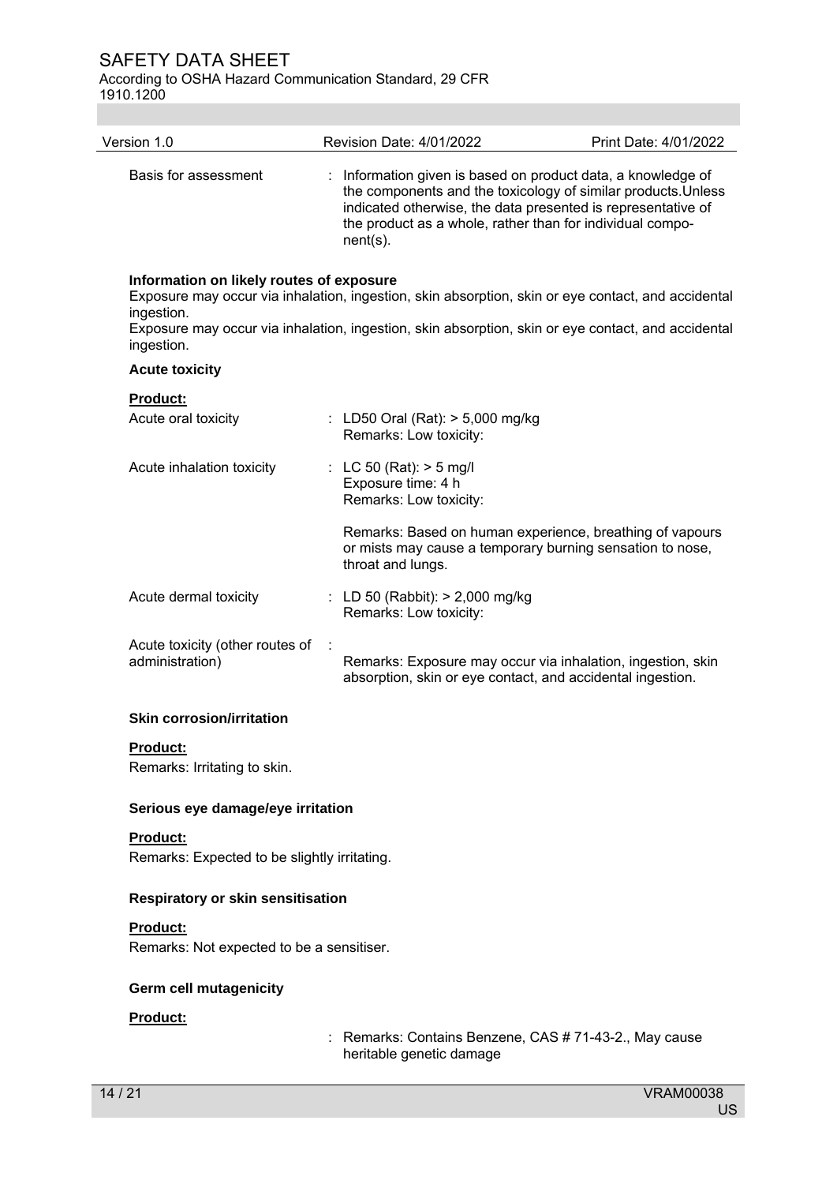| | |
|---|---|
| Basis for assessment | : Information given is based on product data, a knowledge of the components and the toxicology of similar products.Unless indicated otherwise, the data presented is representative of the product as a whole, rather than for individual compo-nent(s). |

**Information on likely routes of exposure**

Exposure may occur via inhalation, ingestion, skin absorption, skin or eye contact, and accidental ingestion.

Exposure may occur via inhalation, ingestion, skin absorption, skin or eye contact, and accidental ingestion.

### Acute toxicity

**Product:**

| | |
|---|---|
| Acute oral toxicity | : LD50 Oral (Rat): > 5,000 mg/kg<br>Remarks: Low toxicity: |
| Acute inhalation toxicity | : LC 50 (Rat): > 5 mg/l<br>Exposure time: 4 h<br>Remarks: Low toxicity:<br><br>Remarks: Based on human experience, breathing of vapours or mists may cause a temporary burning sensation to nose, throat and lungs. |
| Acute dermal toxicity | : LD 50 (Rabbit): > 2,000 mg/kg<br>Remarks: Low toxicity: |
| Acute toxicity (other routes of administration) | : Remarks: Exposure may occur via inhalation, ingestion, skin absorption, skin or eye contact, and accidental ingestion. |

### Skin corrosion/irritation

**Product:**

Remarks: Irritating to skin.

### Serious eye damage/eye irritation

**Product:**

Remarks: Expected to be slightly irritating.

### Respiratory or skin sensitisation

**Product:**

Remarks: Not expected to be a sensitiser.

### Germ cell mutagenicity

**Product:**

: Remarks: Contains Benzene, CAS # 71-43-2., May cause heritable genetic damage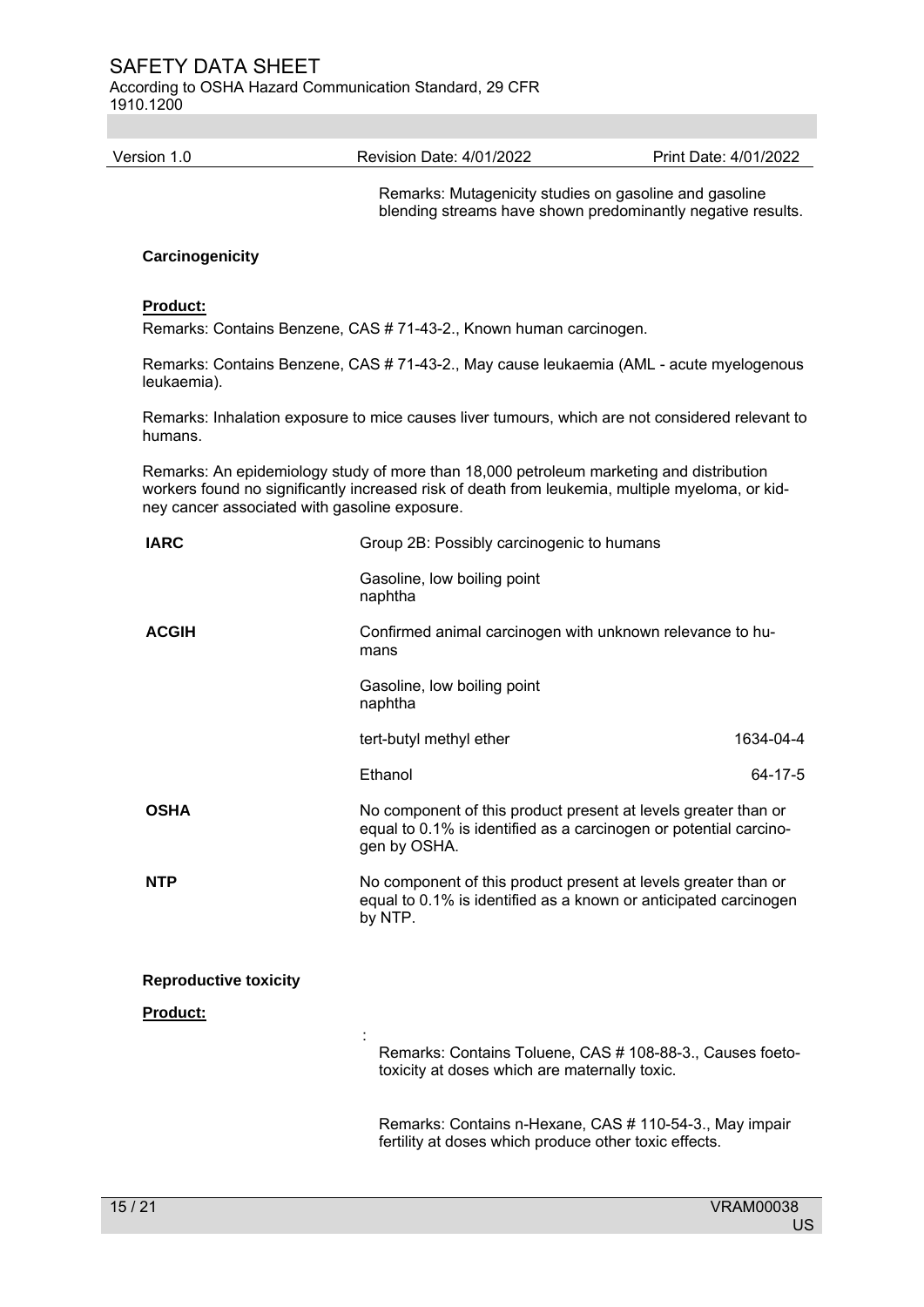Remarks: Mutagenicity studies on gasoline and gasoline blending streams have shown predominantly negative results.

**Carcinogenicity**

**Product:**

Remarks: Contains Benzene, CAS # 71-43-2., Known human carcinogen.

Remarks: Contains Benzene, CAS # 71-43-2., May cause leukaemia (AML - acute myelogenous leukaemia).

Remarks: Inhalation exposure to mice causes liver tumours, which are not considered relevant to humans.

Remarks: An epidemiology study of more than 18,000 petroleum marketing and distribution workers found no significantly increased risk of death from leukemia, multiple myeloma, or kidney cancer associated with gasoline exposure.

| | | |
|---|---|---|
| **IARC** | Group 2B: Possibly carcinogenic to humans | |
| | Gasoline, low boiling point naphtha | |
| **ACGIH** | Confirmed animal carcinogen with unknown relevance to humans | |
| | Gasoline, low boiling point naphtha | |
| | tert-butyl methyl ether | 1634-04-4 |
| | Ethanol | 64-17-5 |
| **OSHA** | No component of this product present at levels greater than or equal to 0.1% is identified as a carcinogen or potential carcinogen by OSHA. | |
| **NTP** | No component of this product present at levels greater than or equal to 0.1% is identified as a known or anticipated carcinogen by NTP. | |

**Reproductive toxicity**

**Product:**

: Remarks: Contains Toluene, CAS # 108-88-3., Causes foetotoxicity at doses which are maternally toxic.

Remarks: Contains n-Hexane, CAS # 110-54-3., May impair fertility at doses which produce other toxic effects.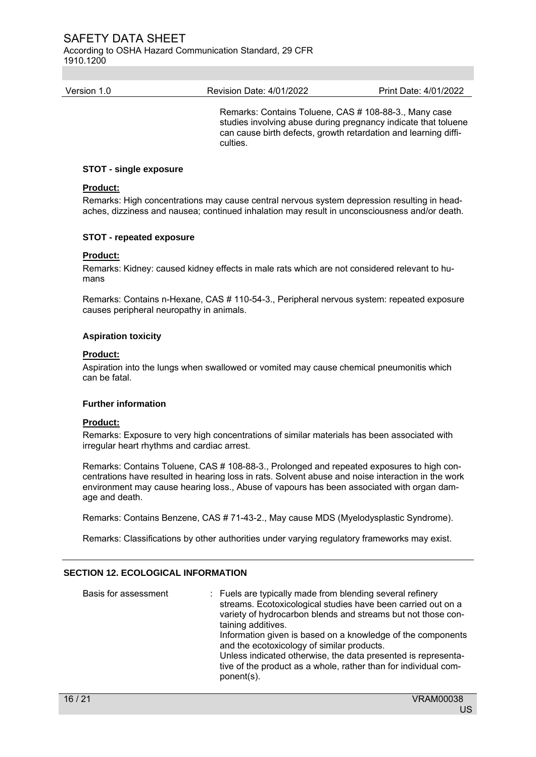Remarks: Contains Toluene, CAS # 108-88-3., Many case studies involving abuse during pregnancy indicate that toluene can cause birth defects, growth retardation and learning difficulties.

**STOT - single exposure**

**Product:**

Remarks: High concentrations may cause central nervous system depression resulting in headaches, dizziness and nausea; continued inhalation may result in unconsciousness and/or death.

**STOT - repeated exposure**

**Product:**

Remarks: Kidney: caused kidney effects in male rats which are not considered relevant to humans

Remarks: Contains n-Hexane, CAS # 110-54-3., Peripheral nervous system: repeated exposure causes peripheral neuropathy in animals.

**Aspiration toxicity**

**Product:**

Aspiration into the lungs when swallowed or vomited may cause chemical pneumonitis which can be fatal.

**Further information**

**Product:**

Remarks: Exposure to very high concentrations of similar materials has been associated with irregular heart rhythms and cardiac arrest.

Remarks: Contains Toluene, CAS # 108-88-3., Prolonged and repeated exposures to high concentrations have resulted in hearing loss in rats. Solvent abuse and noise interaction in the work environment may cause hearing loss., Abuse of vapours has been associated with organ damage and death.

Remarks: Contains Benzene, CAS # 71-43-2., May cause MDS (Myelodysplastic Syndrome).

Remarks: Classifications by other authorities under varying regulatory frameworks may exist.

## SECTION 12. ECOLOGICAL INFORMATION

Basis for assessment : Fuels are typically made from blending several refinery streams. Ecotoxicological studies have been carried out on a variety of hydrocarbon blends and streams but not those containing additives.
Information given is based on a knowledge of the components and the ecotoxicology of similar products.
Unless indicated otherwise, the data presented is representative of the product as a whole, rather than for individual component(s).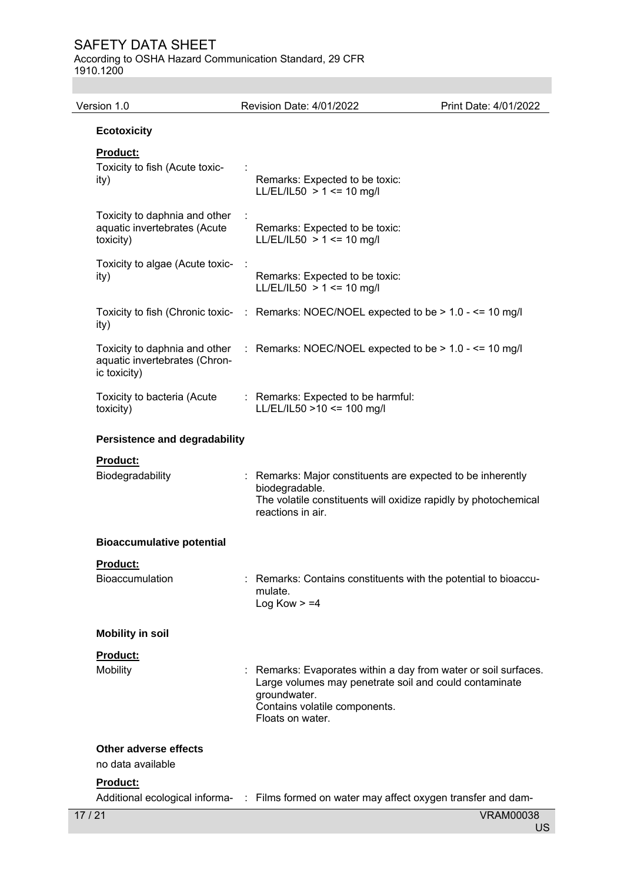**Ecotoxicity**

**Product:**

| | |
|---|---|
| Toxicity to fish (Acute toxicity) | : Remarks: Expected to be toxic: LL/EL/IL50 > 1 <= 10 mg/l |
| Toxicity to daphnia and other aquatic invertebrates (Acute toxicity) | : Remarks: Expected to be toxic: LL/EL/IL50 > 1 <= 10 mg/l |
| Toxicity to algae (Acute toxicity) | : Remarks: Expected to be toxic: LL/EL/IL50 > 1 <= 10 mg/l |
| Toxicity to fish (Chronic toxicity) | : Remarks: NOEC/NOEL expected to be > 1.0 - <= 10 mg/l |
| Toxicity to daphnia and other aquatic invertebrates (Chronic toxicity) | : Remarks: NOEC/NOEL expected to be > 1.0 - <= 10 mg/l |
| Toxicity to bacteria (Acute toxicity) | : Remarks: Expected to be harmful: LL/EL/IL50 >10 <= 100 mg/l |

**Persistence and degradability**

**Product:**

Biodegradability : Remarks: Major constituents are expected to be inherently biodegradable.
The volatile constituents will oxidize rapidly by photochemical reactions in air.

**Bioaccumulative potential**

**Product:**

Bioaccumulation : Remarks: Contains constituents with the potential to bioaccumulate.
Log Kow > =4

**Mobility in soil**

**Product:**

Mobility : Remarks: Evaporates within a day from water or soil surfaces.
Large volumes may penetrate soil and could contaminate groundwater.
Contains volatile components.
Floats on water.

**Other adverse effects**

no data available

**Product:**

Additional ecological informa- : Films formed on water may affect oxygen transfer and dam-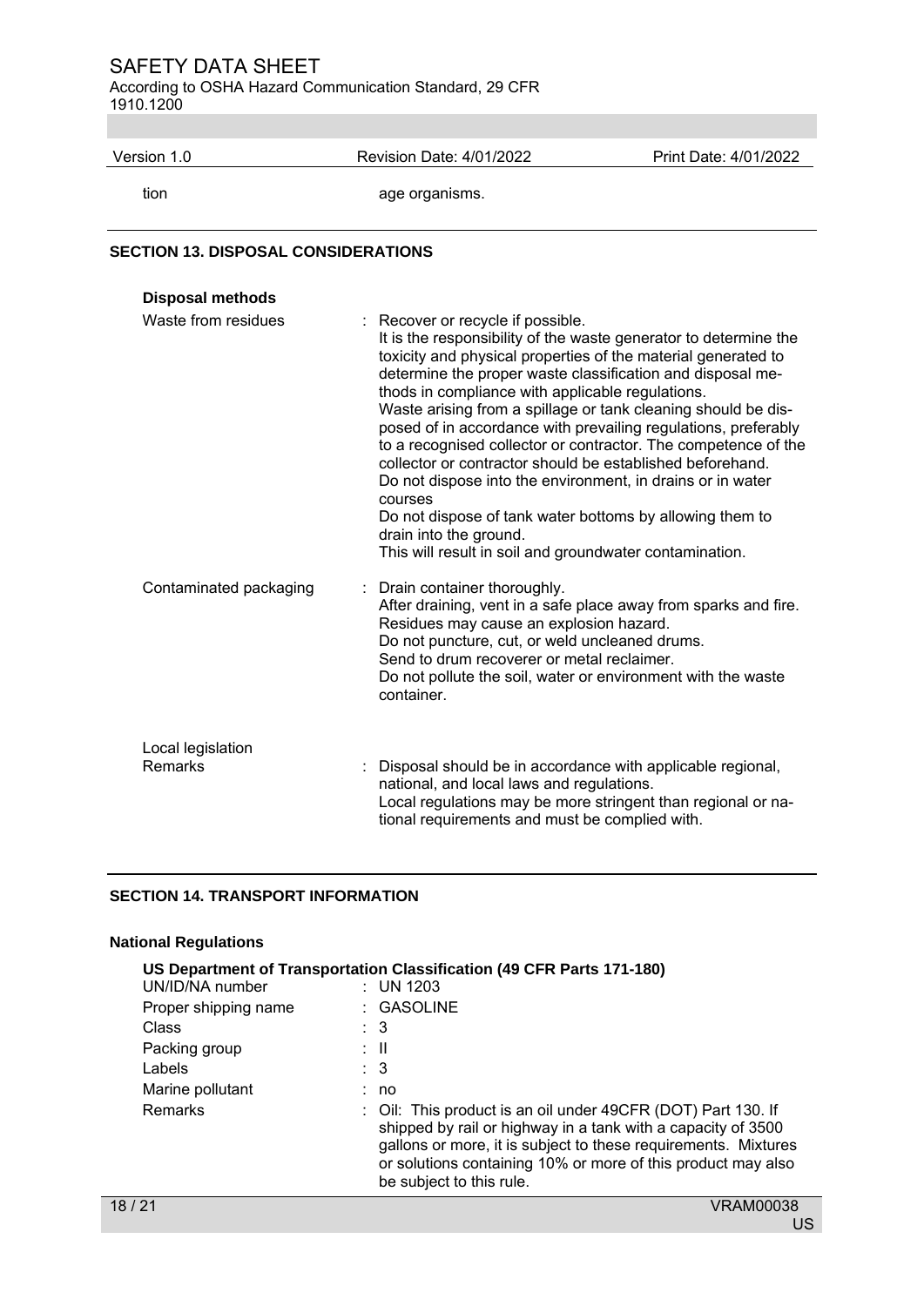| | |
|---|---|
| tion | age organisms. |

## SECTION 13. DISPOSAL CONSIDERATIONS

**Disposal methods**

| | |
|---|---|
| Waste from residues | : Recover or recycle if possible.<br>It is the responsibility of the waste generator to determine the toxicity and physical properties of the material generated to determine the proper waste classification and disposal methods in compliance with applicable regulations.<br>Waste arising from a spillage or tank cleaning should be disposed of in accordance with prevailing regulations, preferably to a recognised collector or contractor. The competence of the collector or contractor should be established beforehand.<br>Do not dispose into the environment, in drains or in water courses<br>Do not dispose of tank water bottoms by allowing them to drain into the ground.<br>This will result in soil and groundwater contamination. |
| Contaminated packaging | : Drain container thoroughly.<br>After draining, vent in a safe place away from sparks and fire.<br>Residues may cause an explosion hazard.<br>Do not puncture, cut, or weld uncleaned drums.<br>Send to drum recoverer or metal reclaimer.<br>Do not pollute the soil, water or environment with the waste container. |

Local legislation

| | |
|---|---|
| Remarks | : Disposal should be in accordance with applicable regional, national, and local laws and regulations.<br>Local regulations may be more stringent than regional or national requirements and must be complied with. |

## SECTION 14. TRANSPORT INFORMATION

**National Regulations**

**US Department of Transportation Classification (49 CFR Parts 171-180)**

| | |
|---|---|
| UN/ID/NA number | : UN 1203 |
| Proper shipping name | : GASOLINE |
| Class | : 3 |
| Packing group | : II |
| Labels | : 3 |
| Marine pollutant | : no |
| Remarks | : Oil: This product is an oil under 49CFR (DOT) Part 130. If shipped by rail or highway in a tank with a capacity of 3500 gallons or more, it is subject to these requirements. Mixtures or solutions containing 10% or more of this product may also be subject to this rule. |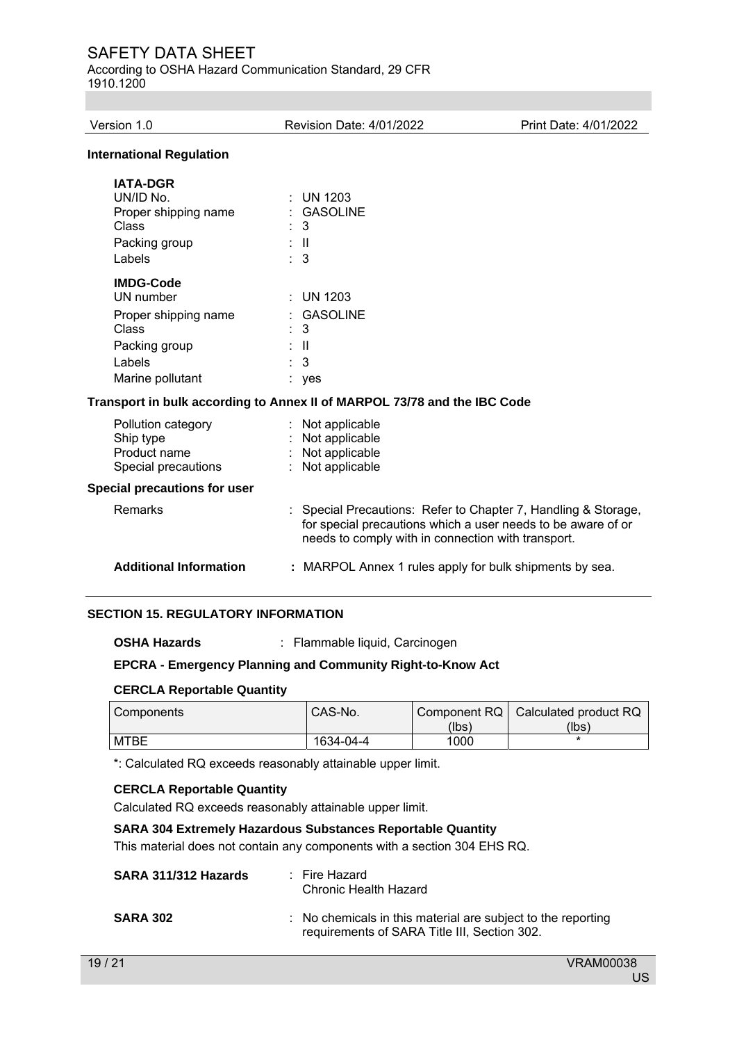**International Regulation**

**IATA-DGR**

| | |
|---|---|
| UN/ID No. | : UN 1203 |
| Proper shipping name | : GASOLINE |
| Class | : 3 |
| Packing group | : II |
| Labels | : 3 |

**IMDG-Code**

| | |
|---|---|
| UN number | : UN 1203 |
| Proper shipping name | : GASOLINE |
| Class | : 3 |
| Packing group | : II |
| Labels | : 3 |
| Marine pollutant | : yes |

**Transport in bulk according to Annex II of MARPOL 73/78 and the IBC Code**

| | |
|---|---|
| Pollution category | : Not applicable |
| Ship type | : Not applicable |
| Product name | : Not applicable |
| Special precautions | : Not applicable |

**Special precautions for user**

Remarks : Special Precautions: Refer to Chapter 7, Handling & Storage, for special precautions which a user needs to be aware of or needs to comply with in connection with transport.

**Additional Information** **:** MARPOL Annex 1 rules apply for bulk shipments by sea.

## SECTION 15. REGULATORY INFORMATION

**OSHA Hazards** : Flammable liquid, Carcinogen

**EPCRA - Emergency Planning and Community Right-to-Know Act**

**CERCLA Reportable Quantity**

| Components | CAS-No. | Component RQ (lbs) | Calculated product RQ (lbs) |
|---|---|---|---|
| MTBE | 1634-04-4 | 1000 | * |

*: Calculated RQ exceeds reasonably attainable upper limit.

**CERCLA Reportable Quantity**

Calculated RQ exceeds reasonably attainable upper limit.

**SARA 304 Extremely Hazardous Substances Reportable Quantity**

This material does not contain any components with a section 304 EHS RQ.

**SARA 311/312 Hazards** : Fire Hazard
Chronic Health Hazard

**SARA 302** : No chemicals in this material are subject to the reporting requirements of SARA Title III, Section 302.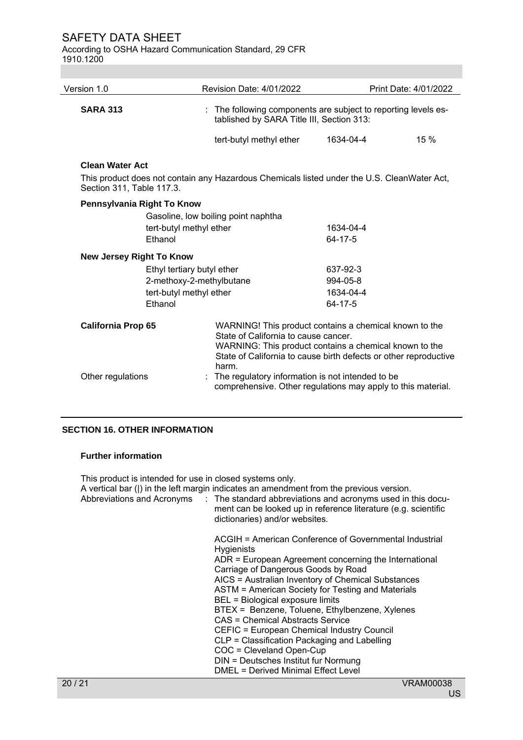**SARA 313** : The following components are subject to reporting levels established by SARA Title III, Section 313:

| | | |
|---|---|---|
| tert-butyl methyl ether | 1634-04-4 | 15 % |

**Clean Water Act**

This product does not contain any Hazardous Chemicals listed under the U.S. CleanWater Act, Section 311, Table 117.3.

**Pennsylvania Right To Know**

| | |
|---|---|
| Gasoline, low boiling point naphtha | |
| tert-butyl methyl ether | 1634-04-4 |
| Ethanol | 64-17-5 |

**New Jersey Right To Know**

| | |
|---|---|
| Ethyl tertiary butyl ether | 637-92-3 |
| 2-methoxy-2-methylbutane | 994-05-8 |
| tert-butyl methyl ether | 1634-04-4 |
| Ethanol | 64-17-5 |

**California Prop 65**

WARNING! This product contains a chemical known to the State of California to cause cancer.
WARNING: This product contains a chemical known to the State of California to cause birth defects or other reproductive harm.

Other regulations : The regulatory information is not intended to be comprehensive. Other regulations may apply to this material.

## SECTION 16. OTHER INFORMATION

### Further information

This product is intended for use in closed systems only.
A vertical bar (|) in the left margin indicates an amendment from the previous version.

Abbreviations and Acronyms : The standard abbreviations and acronyms used in this document can be looked up in reference literature (e.g. scientific dictionaries) and/or websites.

ACGIH = American Conference of Governmental Industrial Hygienists
ADR = European Agreement concerning the International Carriage of Dangerous Goods by Road
AICS = Australian Inventory of Chemical Substances
ASTM = American Society for Testing and Materials
BEL = Biological exposure limits
BTEX = Benzene, Toluene, Ethylbenzene, Xylenes
CAS = Chemical Abstracts Service
CEFIC = European Chemical Industry Council
CLP = Classification Packaging and Labelling
COC = Cleveland Open-Cup
DIN = Deutsches Institut fur Normung
DMEL = Derived Minimal Effect Level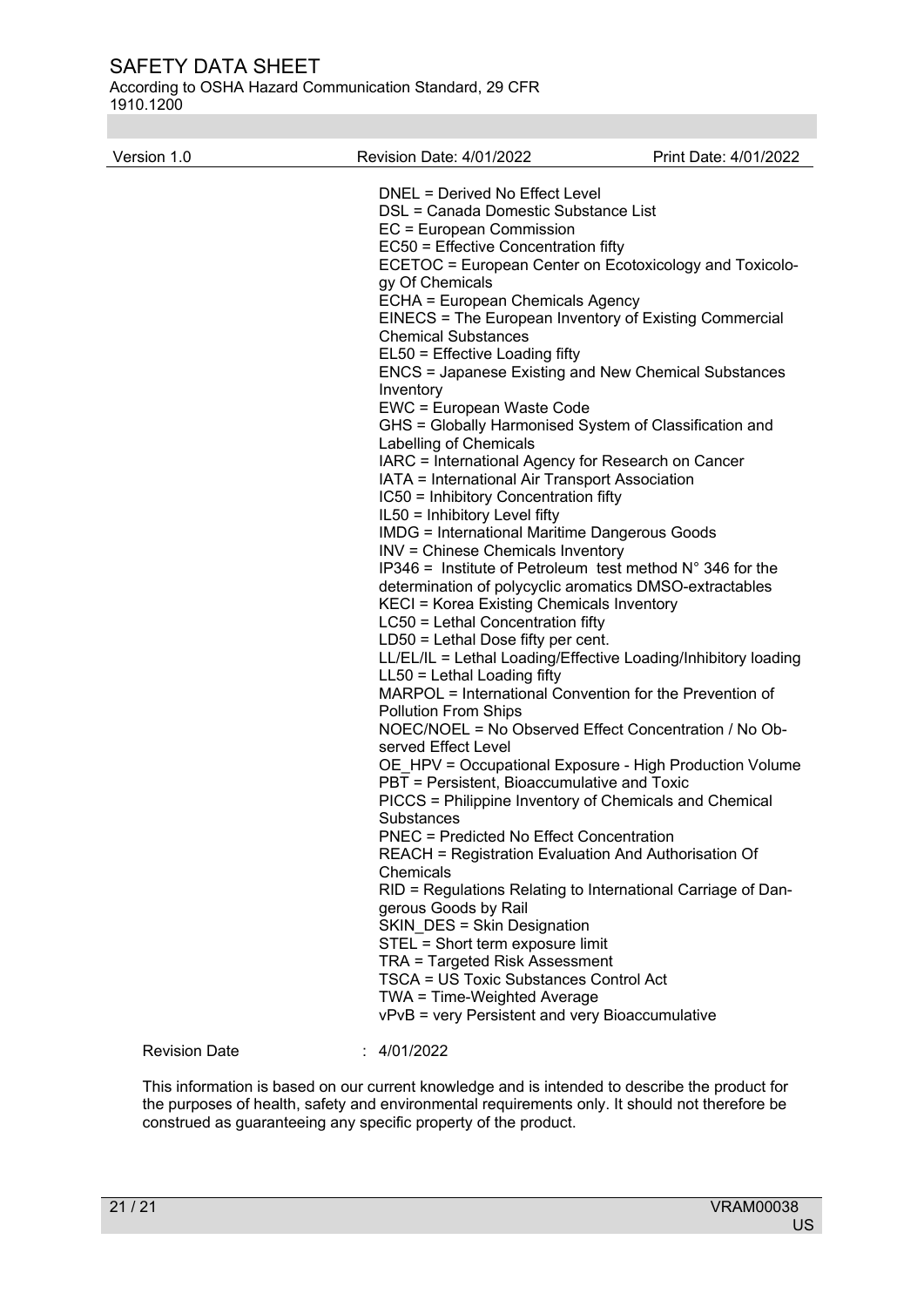DNEL = Derived No Effect Level
DSL = Canada Domestic Substance List
EC = European Commission
EC50 = Effective Concentration fifty
ECETOC = European Center on Ecotoxicology and Toxicology Of Chemicals
ECHA = European Chemicals Agency
EINECS = The European Inventory of Existing Commercial Chemical Substances
EL50 = Effective Loading fifty
ENCS = Japanese Existing and New Chemical Substances Inventory
EWC = European Waste Code
GHS = Globally Harmonised System of Classification and Labelling of Chemicals
IARC = International Agency for Research on Cancer
IATA = International Air Transport Association
IC50 = Inhibitory Concentration fifty
IL50 = Inhibitory Level fifty
IMDG = International Maritime Dangerous Goods
INV = Chinese Chemicals Inventory
IP346 = Institute of Petroleum test method N° 346 for the determination of polycyclic aromatics DMSO-extractables
KECI = Korea Existing Chemicals Inventory
LC50 = Lethal Concentration fifty
LD50 = Lethal Dose fifty per cent.
LL/EL/IL = Lethal Loading/Effective Loading/Inhibitory loading
LL50 = Lethal Loading fifty
MARPOL = International Convention for the Prevention of Pollution From Ships
NOEC/NOEL = No Observed Effect Concentration / No Observed Effect Level
OE_HPV = Occupational Exposure - High Production Volume
PBT = Persistent, Bioaccumulative and Toxic
PICCS = Philippine Inventory of Chemicals and Chemical Substances
PNEC = Predicted No Effect Concentration
REACH = Registration Evaluation And Authorisation Of Chemicals
RID = Regulations Relating to International Carriage of Dangerous Goods by Rail
SKIN_DES = Skin Designation
STEL = Short term exposure limit
TRA = Targeted Risk Assessment
TSCA = US Toxic Substances Control Act
TWA = Time-Weighted Average
vPvB = very Persistent and very Bioaccumulative

Revision Date : 4/01/2022

This information is based on our current knowledge and is intended to describe the product for the purposes of health, safety and environmental requirements only. It should not therefore be construed as guaranteeing any specific property of the product.